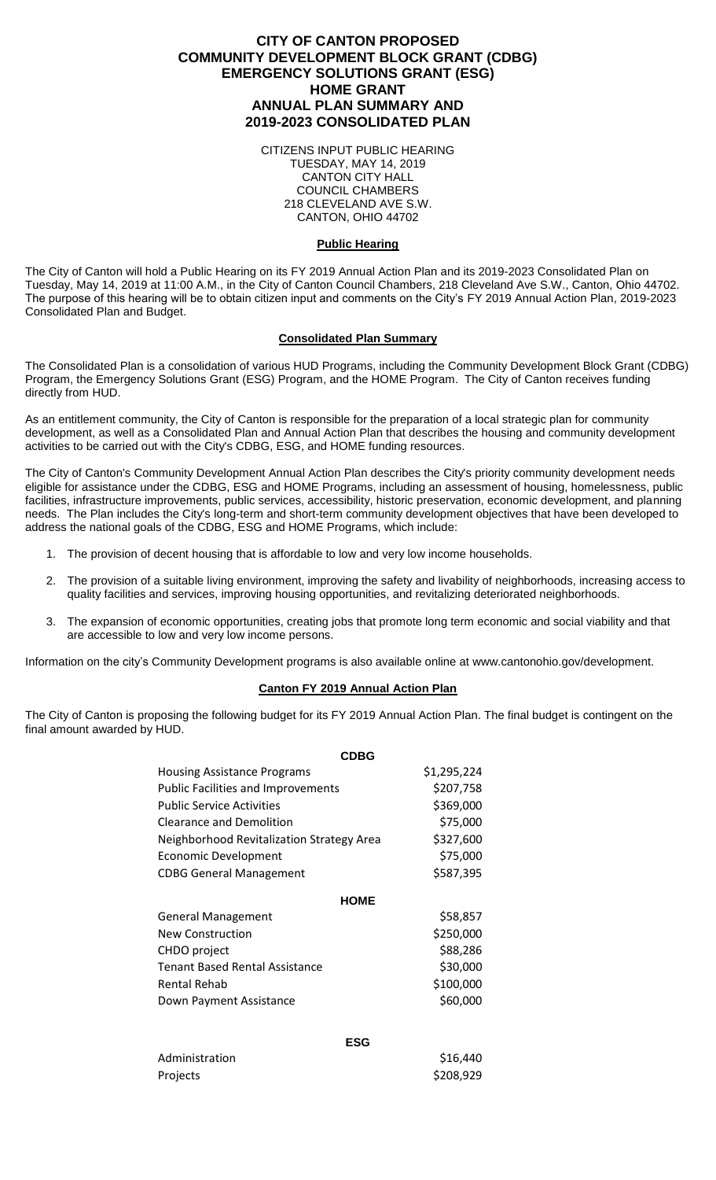# CITY OF CANTON PROPOSED COMMUNITY DEVELOPMENT BLOCK GRANT (CDBG) EMERGENCY SOLUTIONS GRANT (ESG) HOME GRANT ANNUAL PLAN SUMMARY AND 2019-2023 CONSOLIDATED PLAN

CITIZENS INPUT PUBLIC HEARING
TUESDAY, MAY 14, 2019
CANTON CITY HALL
COUNCIL CHAMBERS
218 CLEVELAND AVE S.W.
CANTON, OHIO 44702

## Public Hearing

The City of Canton will hold a Public Hearing on its FY 2019 Annual Action Plan and its 2019-2023 Consolidated Plan on Tuesday, May 14, 2019 at 11:00 A.M., in the City of Canton Council Chambers, 218 Cleveland Ave S.W., Canton, Ohio 44702. The purpose of this hearing will be to obtain citizen input and comments on the City's FY 2019 Annual Action Plan, 2019-2023 Consolidated Plan and Budget.

## Consolidated Plan Summary

The Consolidated Plan is a consolidation of various HUD Programs, including the Community Development Block Grant (CDBG) Program, the Emergency Solutions Grant (ESG) Program, and the HOME Program. The City of Canton receives funding directly from HUD.

As an entitlement community, the City of Canton is responsible for the preparation of a local strategic plan for community development, as well as a Consolidated Plan and Annual Action Plan that describes the housing and community development activities to be carried out with the City's CDBG, ESG, and HOME funding resources.

The City of Canton's Community Development Annual Action Plan describes the City's priority community development needs eligible for assistance under the CDBG, ESG and HOME Programs, including an assessment of housing, homelessness, public facilities, infrastructure improvements, public services, accessibility, historic preservation, economic development, and planning needs. The Plan includes the City's long-term and short-term community development objectives that have been developed to address the national goals of the CDBG, ESG and HOME Programs, which include:

1. The provision of decent housing that is affordable to low and very low income households.
2. The provision of a suitable living environment, improving the safety and livability of neighborhoods, increasing access to quality facilities and services, improving housing opportunities, and revitalizing deteriorated neighborhoods.
3. The expansion of economic opportunities, creating jobs that promote long term economic and social viability and that are accessible to low and very low income persons.

Information on the city's Community Development programs is also available online at www.cantonohio.gov/development.

## Canton FY 2019 Annual Action Plan

The City of Canton is proposing the following budget for its FY 2019 Annual Action Plan. The final budget is contingent on the final amount awarded by HUD.

| **CDBG** | |
|---|---|
| Housing Assistance Programs | $1,295,224 |
| Public Facilities and Improvements | $207,758 |
| Public Service Activities | $369,000 |
| Clearance and Demolition | $75,000 |
| Neighborhood Revitalization Strategy Area | $327,600 |
| Economic Development | $75,000 |
| CDBG General Management | $587,395 |
| **HOME** | |
| General Management | $58,857 |
| New Construction | $250,000 |
| CHDO project | $88,286 |
| Tenant Based Rental Assistance | $30,000 |
| Rental Rehab | $100,000 |
| Down Payment Assistance | $60,000 |
| **ESG** | |
| Administration | $16,440 |
| Projects | $208,929 |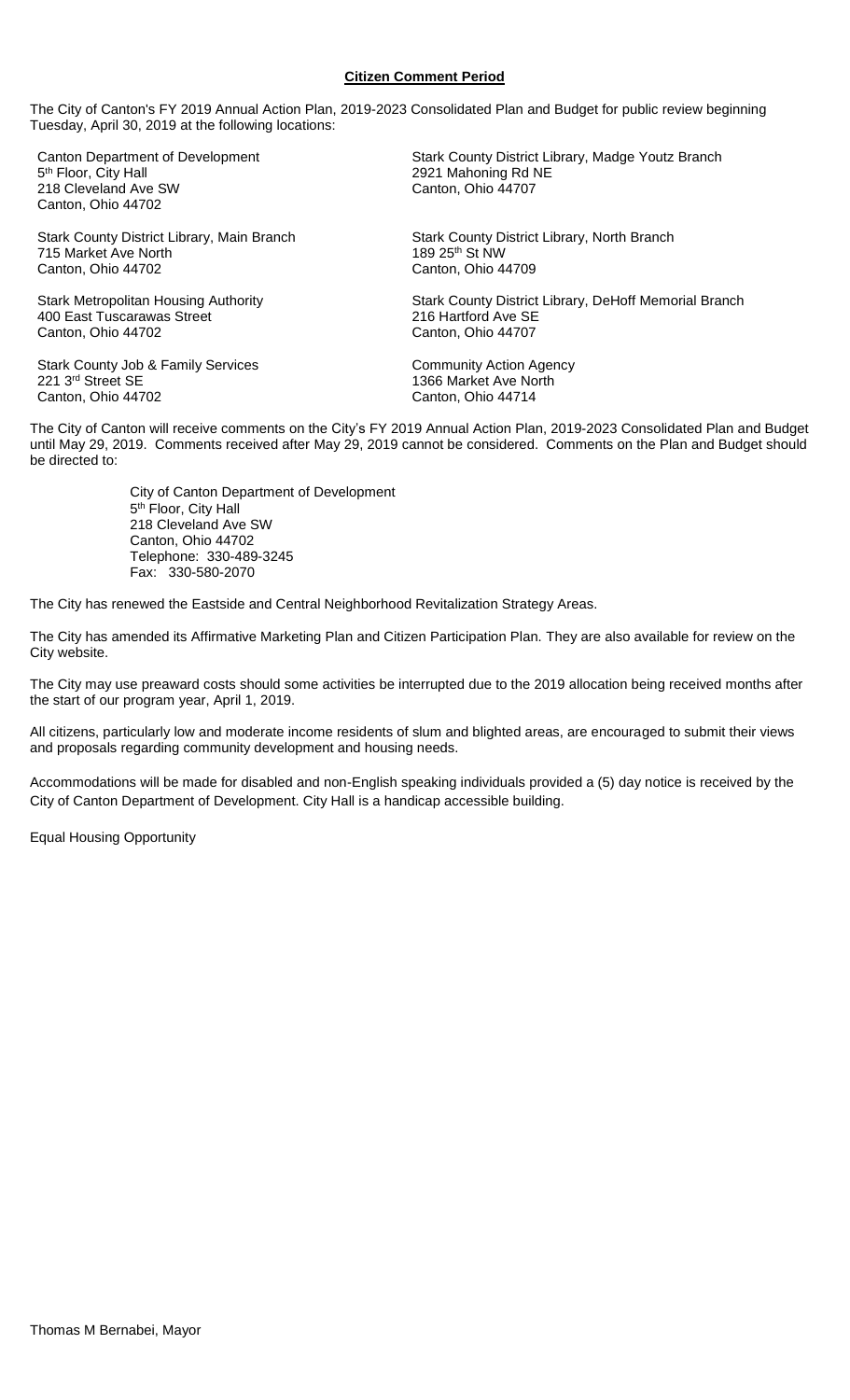**Citizen Comment Period**

The City of Canton's FY 2019 Annual Action Plan, 2019-2023 Consolidated Plan and Budget for public review beginning Tuesday, April 30, 2019 at the following locations:

Canton Department of Development
5th Floor, City Hall
218 Cleveland Ave SW
Canton, Ohio 44702

Stark County District Library, Main Branch
715 Market Ave North
Canton, Ohio 44702

Stark Metropolitan Housing Authority
400 East Tuscarawas Street
Canton, Ohio 44702

Stark County Job & Family Services
221 3rd Street SE
Canton, Ohio 44702

Stark County District Library, Madge Youtz Branch
2921 Mahoning Rd NE
Canton, Ohio 44707

Stark County District Library, North Branch
189 25th St NW
Canton, Ohio 44709

Stark County District Library, DeHoff Memorial Branch
216 Hartford Ave SE
Canton, Ohio 44707

Community Action Agency
1366 Market Ave North
Canton, Ohio 44714

The City of Canton will receive comments on the City's FY 2019 Annual Action Plan, 2019-2023 Consolidated Plan and Budget until May 29, 2019. Comments received after May 29, 2019 cannot be considered. Comments on the Plan and Budget should be directed to:

City of Canton Department of Development
5th Floor, City Hall
218 Cleveland Ave SW
Canton, Ohio 44702
Telephone: 330-489-3245
Fax: 330-580-2070

The City has renewed the Eastside and Central Neighborhood Revitalization Strategy Areas.

The City has amended its Affirmative Marketing Plan and Citizen Participation Plan. They are also available for review on the City website.

The City may use preaward costs should some activities be interrupted due to the 2019 allocation being received months after the start of our program year, April 1, 2019.

All citizens, particularly low and moderate income residents of slum and blighted areas, are encouraged to submit their views and proposals regarding community development and housing needs.

Accommodations will be made for disabled and non-English speaking individuals provided a (5) day notice is received by the City of Canton Department of Development. City Hall is a handicap accessible building.

Equal Housing Opportunity

Thomas M Bernabei, Mayor